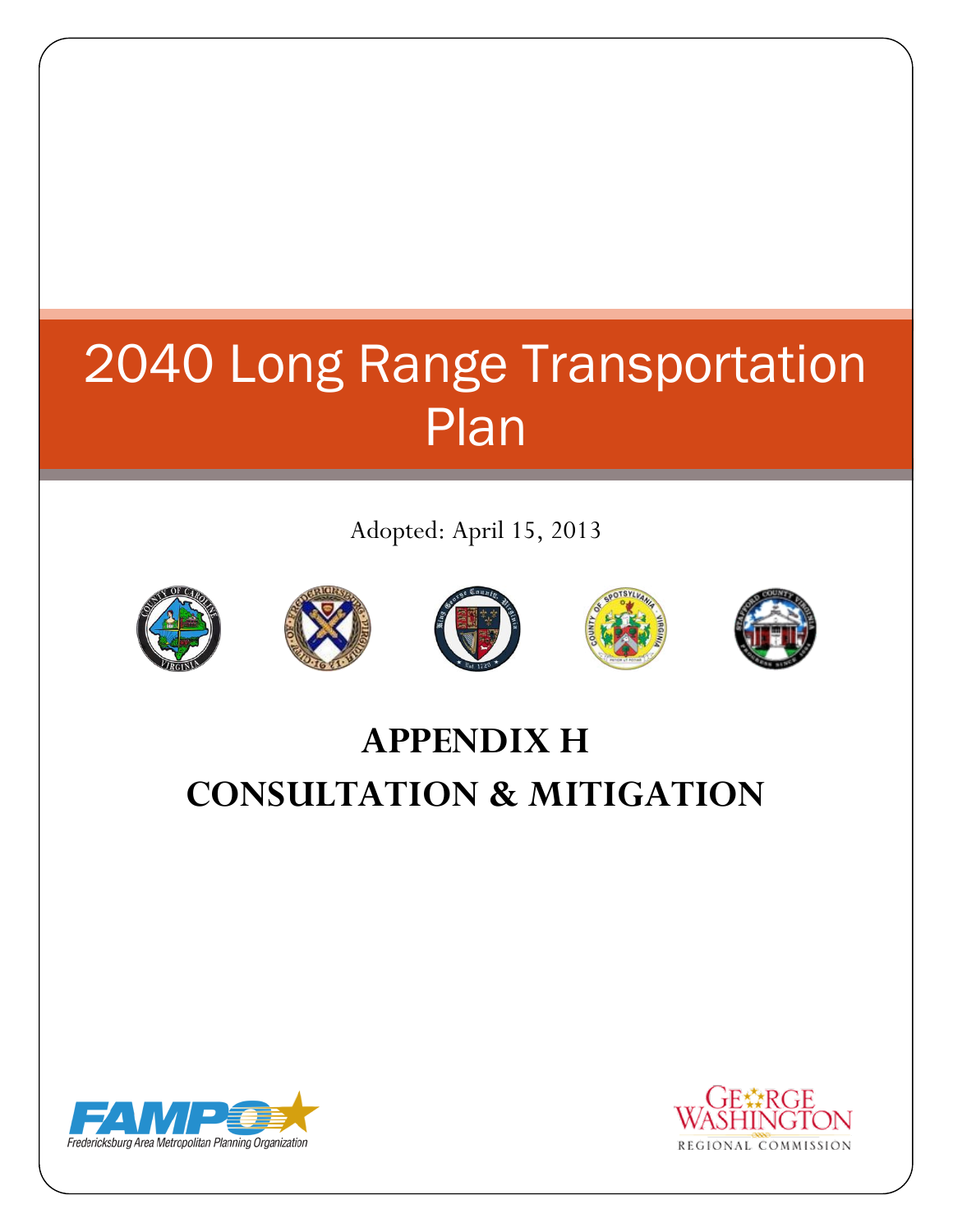# 2040 Long Range Transportation Plan

Adopted: April 15, 2013

## APPENDIX H
## CONSULTATION & MITIGATION

FAMPO
Fredericksburg Area Metropolitan Planning Organization

GEORGE WASHINGTON
REGIONAL COMMISSION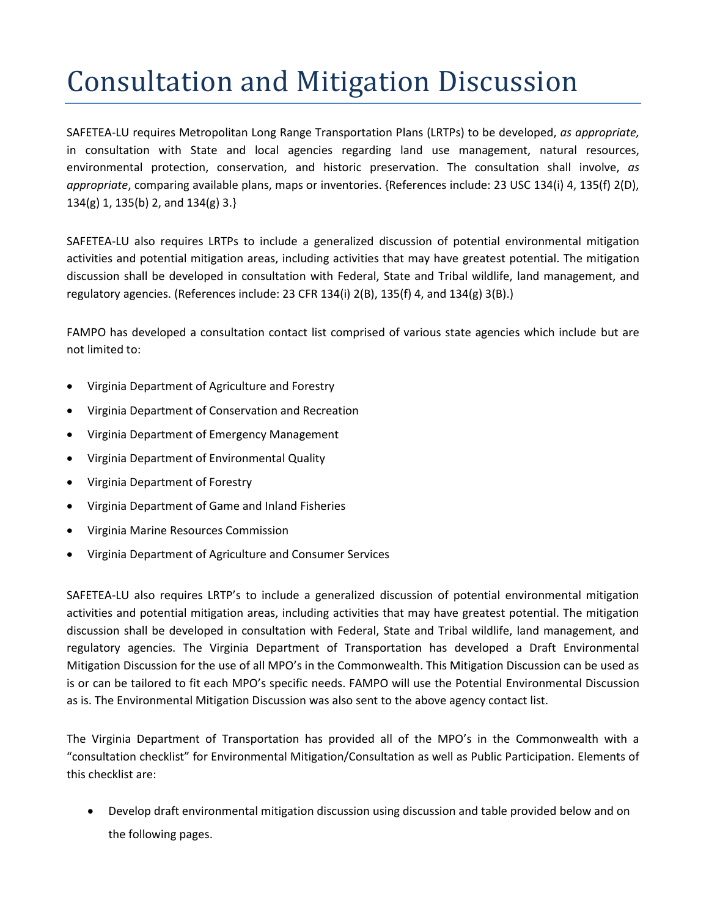# Consultation and Mitigation Discussion

SAFETEA-LU requires Metropolitan Long Range Transportation Plans (LRTPs) to be developed, *as appropriate,* in consultation with State and local agencies regarding land use management, natural resources, environmental protection, conservation, and historic preservation. The consultation shall involve, *as appropriate*, comparing available plans, maps or inventories. {References include: 23 USC 134(i) 4, 135(f) 2(D), 134(g) 1, 135(b) 2, and 134(g) 3.}

SAFETEA-LU also requires LRTPs to include a generalized discussion of potential environmental mitigation activities and potential mitigation areas, including activities that may have greatest potential. The mitigation discussion shall be developed in consultation with Federal, State and Tribal wildlife, land management, and regulatory agencies. (References include: 23 CFR 134(i) 2(B), 135(f) 4, and 134(g) 3(B).)

FAMPO has developed a consultation contact list comprised of various state agencies which include but are not limited to:

- Virginia Department of Agriculture and Forestry
- Virginia Department of Conservation and Recreation
- Virginia Department of Emergency Management
- Virginia Department of Environmental Quality
- Virginia Department of Forestry
- Virginia Department of Game and Inland Fisheries
- Virginia Marine Resources Commission
- Virginia Department of Agriculture and Consumer Services

SAFETEA-LU also requires LRTP's to include a generalized discussion of potential environmental mitigation activities and potential mitigation areas, including activities that may have greatest potential. The mitigation discussion shall be developed in consultation with Federal, State and Tribal wildlife, land management, and regulatory agencies. The Virginia Department of Transportation has developed a Draft Environmental Mitigation Discussion for the use of all MPO's in the Commonwealth. This Mitigation Discussion can be used as is or can be tailored to fit each MPO's specific needs. FAMPO will use the Potential Environmental Discussion as is. The Environmental Mitigation Discussion was also sent to the above agency contact list.

The Virginia Department of Transportation has provided all of the MPO's in the Commonwealth with a "consultation checklist" for Environmental Mitigation/Consultation as well as Public Participation. Elements of this checklist are:

- Develop draft environmental mitigation discussion using discussion and table provided below and on the following pages.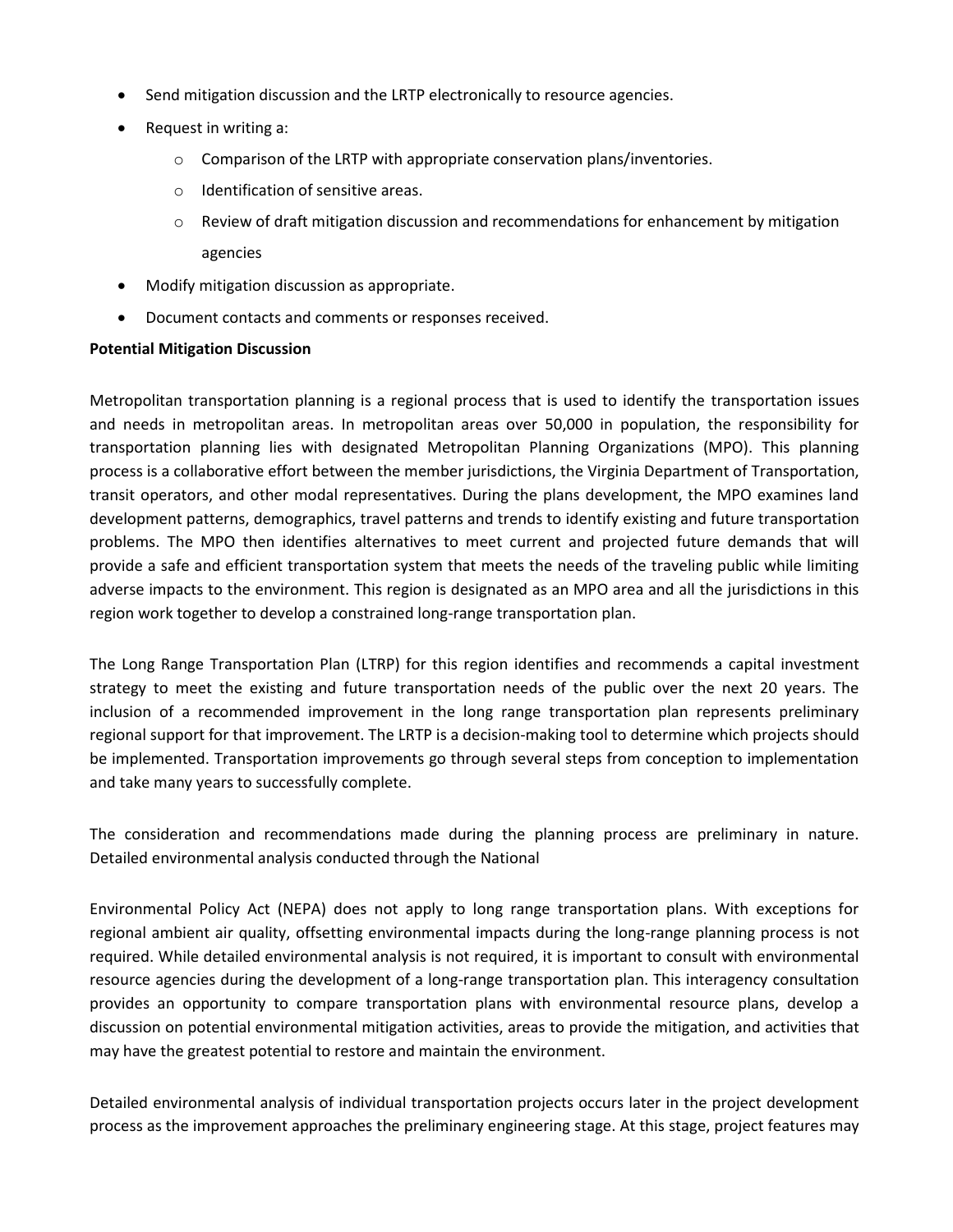- Send mitigation discussion and the LRTP electronically to resource agencies.
- Request in writing a:
  - Comparison of the LRTP with appropriate conservation plans/inventories.
  - Identification of sensitive areas.
  - Review of draft mitigation discussion and recommendations for enhancement by mitigation agencies
- Modify mitigation discussion as appropriate.
- Document contacts and comments or responses received.

**Potential Mitigation Discussion**

Metropolitan transportation planning is a regional process that is used to identify the transportation issues and needs in metropolitan areas. In metropolitan areas over 50,000 in population, the responsibility for transportation planning lies with designated Metropolitan Planning Organizations (MPO). This planning process is a collaborative effort between the member jurisdictions, the Virginia Department of Transportation, transit operators, and other modal representatives. During the plans development, the MPO examines land development patterns, demographics, travel patterns and trends to identify existing and future transportation problems. The MPO then identifies alternatives to meet current and projected future demands that will provide a safe and efficient transportation system that meets the needs of the traveling public while limiting adverse impacts to the environment. This region is designated as an MPO area and all the jurisdictions in this region work together to develop a constrained long-range transportation plan.

The Long Range Transportation Plan (LTRP) for this region identifies and recommends a capital investment strategy to meet the existing and future transportation needs of the public over the next 20 years. The inclusion of a recommended improvement in the long range transportation plan represents preliminary regional support for that improvement. The LRTP is a decision-making tool to determine which projects should be implemented. Transportation improvements go through several steps from conception to implementation and take many years to successfully complete.

The consideration and recommendations made during the planning process are preliminary in nature. Detailed environmental analysis conducted through the National

Environmental Policy Act (NEPA) does not apply to long range transportation plans. With exceptions for regional ambient air quality, offsetting environmental impacts during the long-range planning process is not required. While detailed environmental analysis is not required, it is important to consult with environmental resource agencies during the development of a long-range transportation plan. This interagency consultation provides an opportunity to compare transportation plans with environmental resource plans, develop a discussion on potential environmental mitigation activities, areas to provide the mitigation, and activities that may have the greatest potential to restore and maintain the environment.

Detailed environmental analysis of individual transportation projects occurs later in the project development process as the improvement approaches the preliminary engineering stage. At this stage, project features may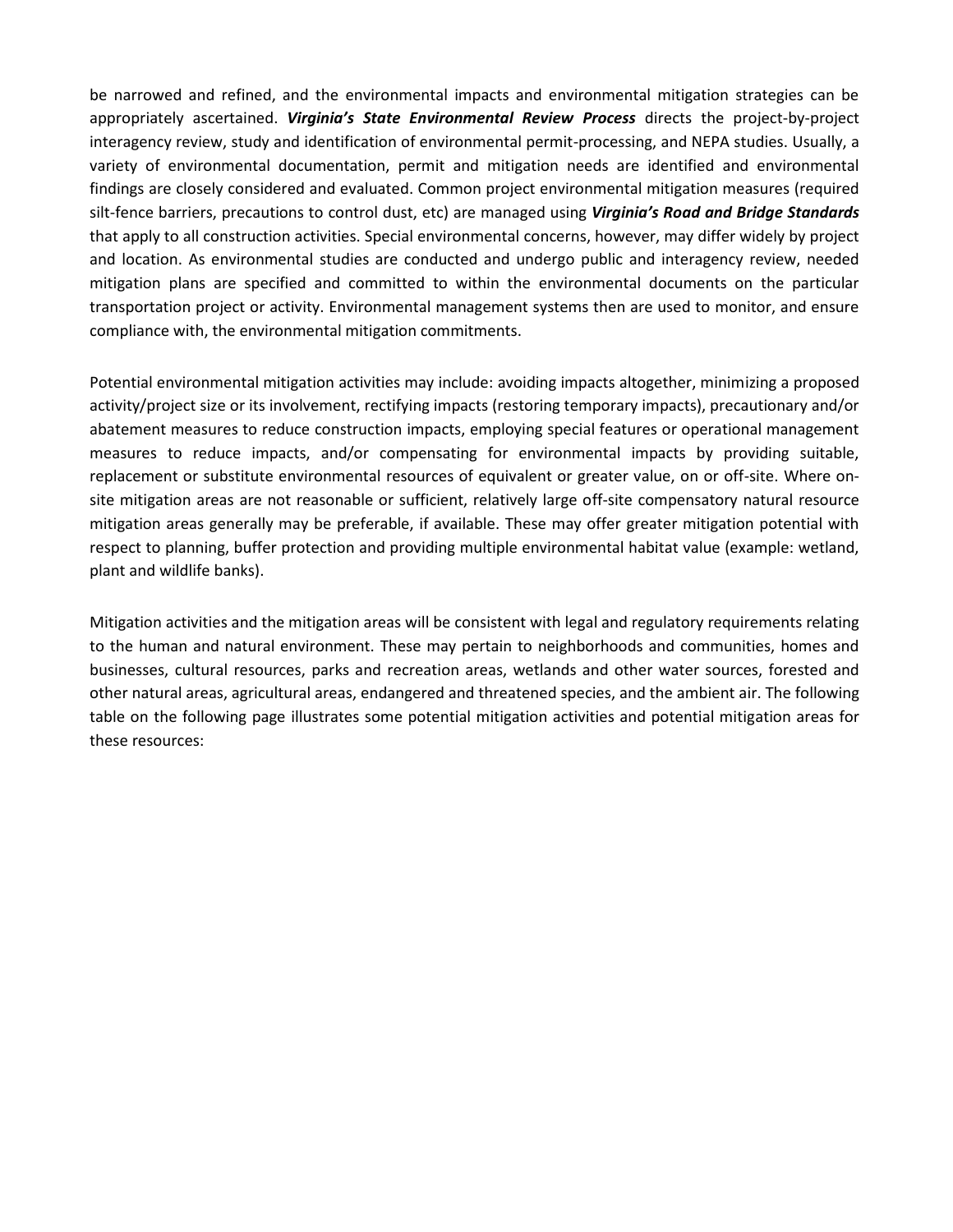be narrowed and refined, and the environmental impacts and environmental mitigation strategies can be appropriately ascertained. ***Virginia's State Environmental Review Process*** directs the project-by-project interagency review, study and identification of environmental permit-processing, and NEPA studies. Usually, a variety of environmental documentation, permit and mitigation needs are identified and environmental findings are closely considered and evaluated. Common project environmental mitigation measures (required silt-fence barriers, precautions to control dust, etc) are managed using ***Virginia's Road and Bridge Standards*** that apply to all construction activities. Special environmental concerns, however, may differ widely by project and location. As environmental studies are conducted and undergo public and interagency review, needed mitigation plans are specified and committed to within the environmental documents on the particular transportation project or activity. Environmental management systems then are used to monitor, and ensure compliance with, the environmental mitigation commitments.

Potential environmental mitigation activities may include: avoiding impacts altogether, minimizing a proposed activity/project size or its involvement, rectifying impacts (restoring temporary impacts), precautionary and/or abatement measures to reduce construction impacts, employing special features or operational management measures to reduce impacts, and/or compensating for environmental impacts by providing suitable, replacement or substitute environmental resources of equivalent or greater value, on or off-site. Where on-site mitigation areas are not reasonable or sufficient, relatively large off-site compensatory natural resource mitigation areas generally may be preferable, if available. These may offer greater mitigation potential with respect to planning, buffer protection and providing multiple environmental habitat value (example: wetland, plant and wildlife banks).

Mitigation activities and the mitigation areas will be consistent with legal and regulatory requirements relating to the human and natural environment. These may pertain to neighborhoods and communities, homes and businesses, cultural resources, parks and recreation areas, wetlands and other water sources, forested and other natural areas, agricultural areas, endangered and threatened species, and the ambient air. The following table on the following page illustrates some potential mitigation activities and potential mitigation areas for these resources: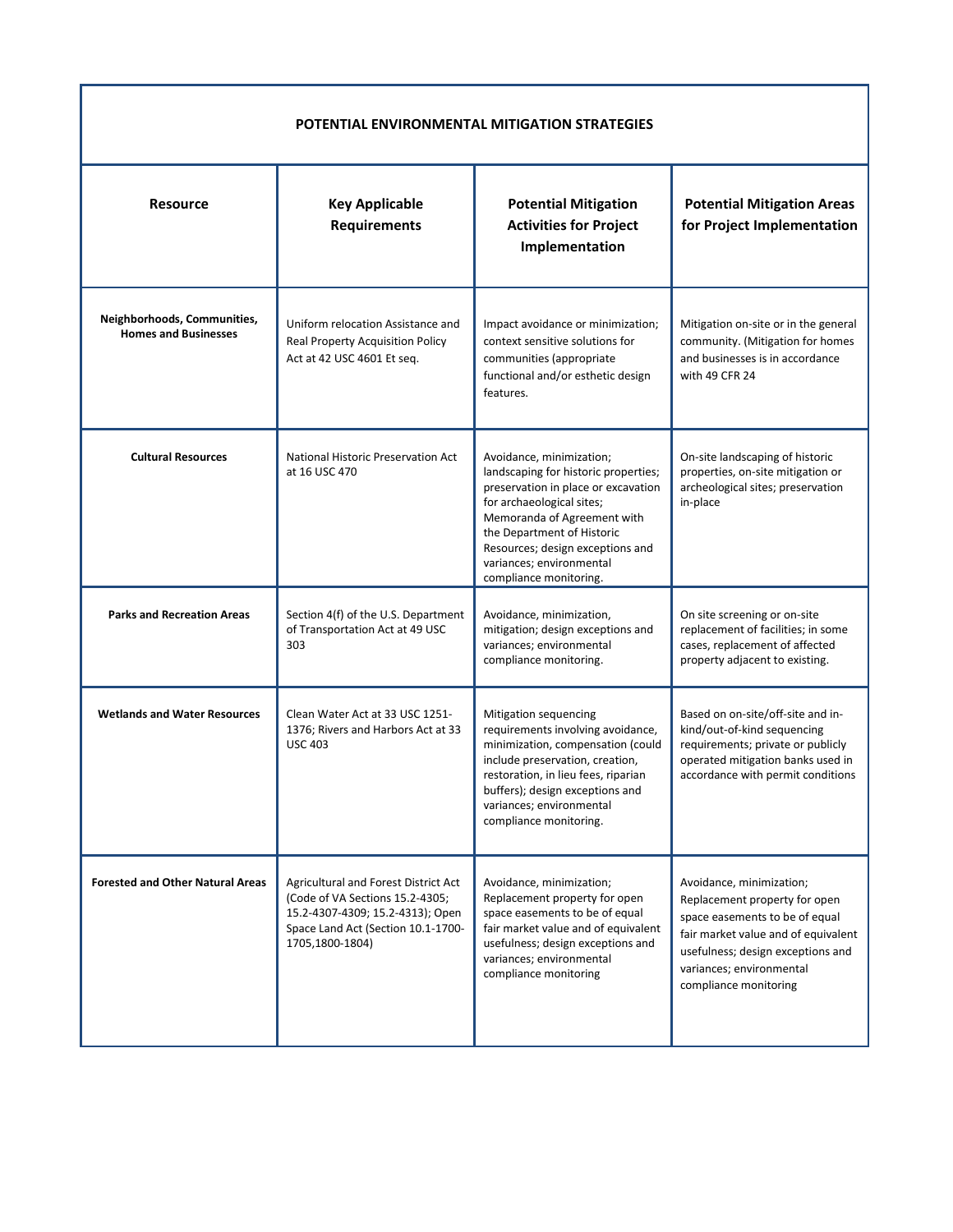| POTENTIAL ENVIRONMENTAL MITIGATION STRATEGIES | | | |
|---|---|---|---|
| **Resource** | **Key Applicable Requirements** | **Potential Mitigation Activities for Project Implementation** | **Potential Mitigation Areas for Project Implementation** |
| **Neighborhoods, Communities, Homes and Businesses** | Uniform relocation Assistance and Real Property Acquisition Policy Act at 42 USC 4601 Et seq. | Impact avoidance or minimization; context sensitive solutions for communities (appropriate functional and/or esthetic design features. | Mitigation on-site or in the general community. (Mitigation for homes and businesses is in accordance with 49 CFR 24 |
| **Cultural Resources** | National Historic Preservation Act at 16 USC 470 | Avoidance, minimization; landscaping for historic properties; preservation in place or excavation for archaeological sites; Memoranda of Agreement with the Department of Historic Resources; design exceptions and variances; environmental compliance monitoring. | On-site landscaping of historic properties, on-site mitigation or archeological sites; preservation in-place |
| **Parks and Recreation Areas** | Section 4(f) of the U.S. Department of Transportation Act at 49 USC 303 | Avoidance, minimization, mitigation; design exceptions and variances; environmental compliance monitoring. | On site screening or on-site replacement of facilities; in some cases, replacement of affected property adjacent to existing. |
| **Wetlands and Water Resources** | Clean Water Act at 33 USC 1251-1376; Rivers and Harbors Act at 33 USC 403 | Mitigation sequencing requirements involving avoidance, minimization, compensation (could include preservation, creation, restoration, in lieu fees, riparian buffers); design exceptions and variances; environmental compliance monitoring. | Based on on-site/off-site and in-kind/out-of-kind sequencing requirements; private or publicly operated mitigation banks used in accordance with permit conditions |
| **Forested and Other Natural Areas** | Agricultural and Forest District Act (Code of VA Sections 15.2-4305; 15.2-4307-4309; 15.2-4313); Open Space Land Act (Section 10.1-1700-1705,1800-1804) | Avoidance, minimization; Replacement property for open space easements to be of equal fair market value and of equivalent usefulness; design exceptions and variances; environmental compliance monitoring | Avoidance, minimization; Replacement property for open space easements to be of equal fair market value and of equivalent usefulness; design exceptions and variances; environmental compliance monitoring |